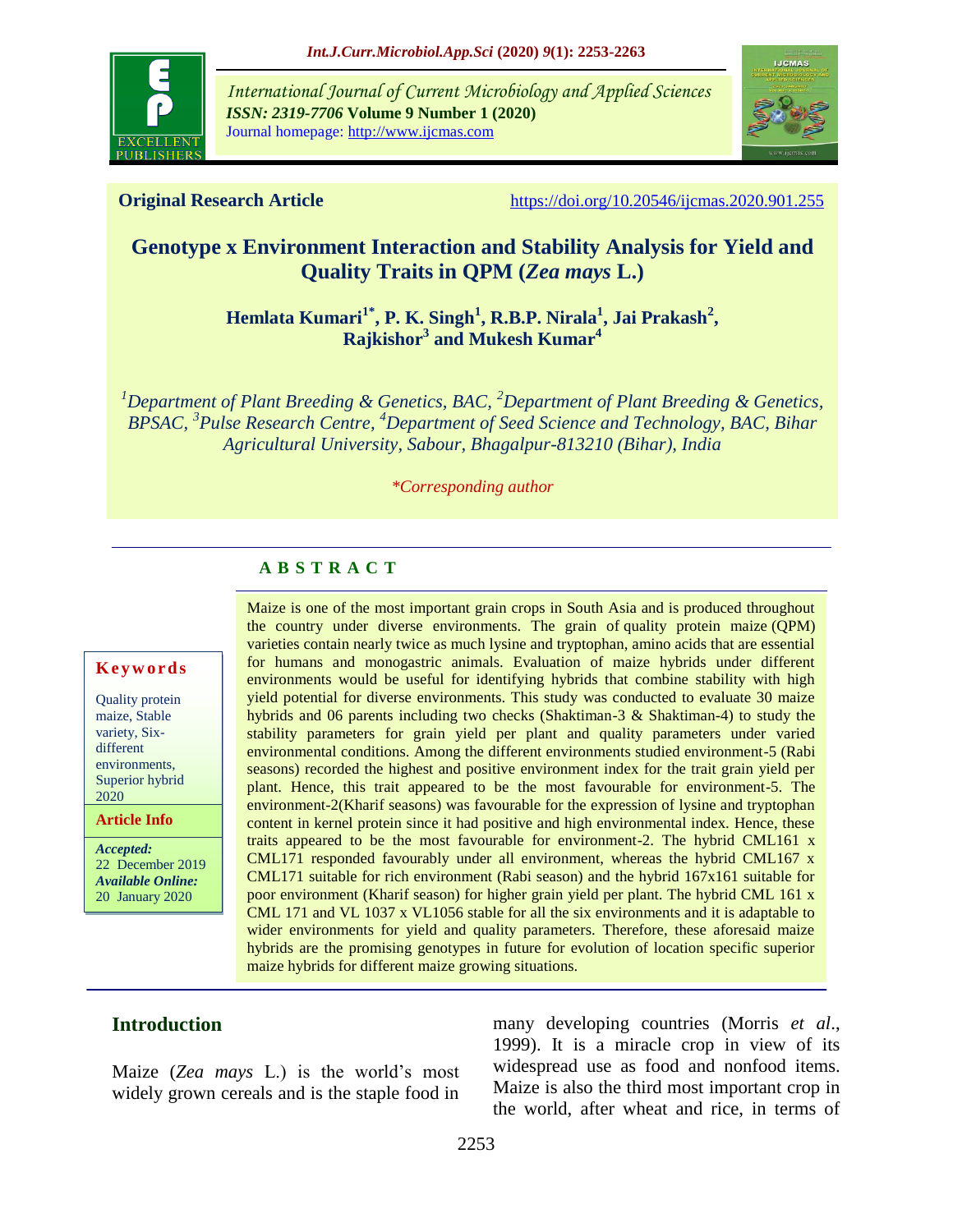International Journal of Current Microbiology and Applied Sciences
ISSN: 2319-7706 Volume 9 Number 1 (2020)
Journal homepage: http://www.ijcmas.com

**Original Research Article** https://doi.org/10.20546/ijcmas.2020.901.255

# Genotype x Environment Interaction and Stability Analysis for Yield and Quality Traits in QPM (*Zea mays* L.)

**Hemlata Kumari[1*], P. K. Singh[1], R.B.P. Nirala[1], Jai Prakash[2], Rajkishor[3] and Mukesh Kumar[4]**

*[1]Department of Plant Breeding & Genetics, BAC, [2]Department of Plant Breeding & Genetics, BPSAC, [3]Pulse Research Centre, [4]Department of Seed Science and Technology, BAC, Bihar Agricultural University, Sabour, Bhagalpur-813210 (Bihar), India*

*\*Corresponding author*

## ABSTRACT

Maize is one of the most important grain crops in South Asia and is produced throughout the country under diverse environments. The grain of quality protein maize (QPM) varieties contain nearly twice as much lysine and tryptophan, amino acids that are essential for humans and monogastric animals. Evaluation of maize hybrids under different environments would be useful for identifying hybrids that combine stability with high yield potential for diverse environments. This study was conducted to evaluate 30 maize hybrids and 06 parents including two checks (Shaktiman-3 & Shaktiman-4) to study the stability parameters for grain yield per plant and quality parameters under varied environmental conditions. Among the different environments studied environment-5 (Rabi seasons) recorded the highest and positive environment index for the trait grain yield per plant. Hence, this trait appeared to be the most favourable for environment-5. The environment-2(Kharif seasons) was favourable for the expression of lysine and tryptophan content in kernel protein since it had positive and high environmental index. Hence, these traits appeared to be the most favourable for environment-2. The hybrid CML161 x CML171 responded favourably under all environment, whereas the hybrid CML167 x CML171 suitable for rich environment (Rabi season) and the hybrid 167x161 suitable for poor environment (Kharif season) for higher grain yield per plant. The hybrid CML 161 x CML 171 and VL 1037 x VL1056 stable for all the six environments and it is adaptable to wider environments for yield and quality parameters. Therefore, these aforesaid maize hybrids are the promising genotypes in future for evolution of location specific superior maize hybrids for different maize growing situations.

**Keywords**

Quality protein maize, Stable variety, Six-different environments, Superior hybrid 2020

**Article Info**

*Accepted:* 22 December 2019
*Available Online:* 20 January 2020

## Introduction

Maize (*Zea mays* L.) is the world's most widely grown cereals and is the staple food in many developing countries (Morris *et al.*, 1999). It is a miracle crop in view of its widespread use as food and nonfood items. Maize is also the third most important crop in the world, after wheat and rice, in terms of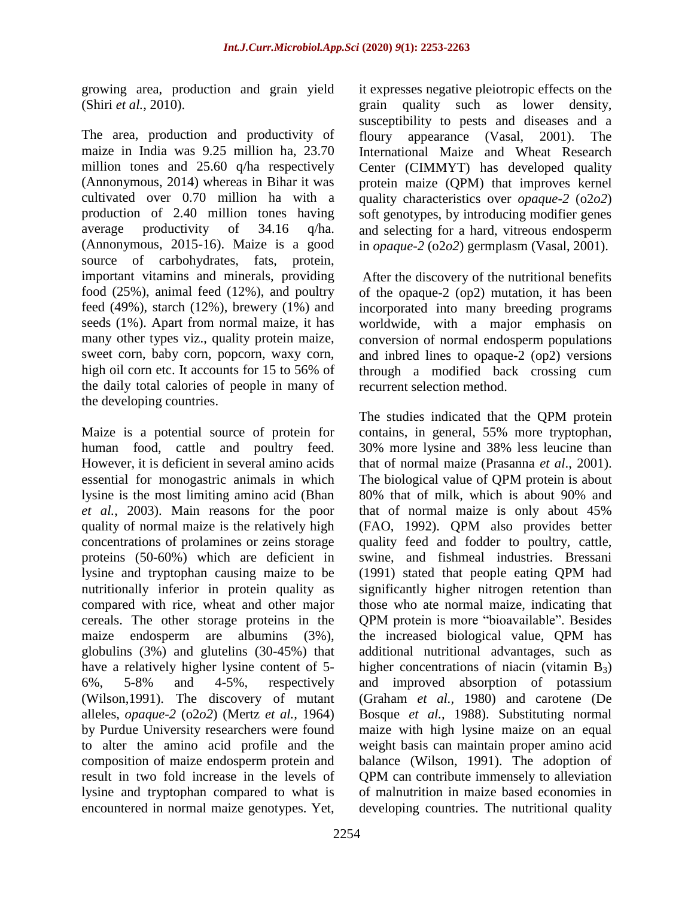growing area, production and grain yield (Shiri *et al.*, 2010).

The area, production and productivity of maize in India was 9.25 million ha, 23.70 million tones and 25.60 q/ha respectively (Annonymous, 2014) whereas in Bihar it was cultivated over 0.70 million ha with a production of 2.40 million tones having average productivity of 34.16 q/ha. (Annonymous, 2015-16). Maize is a good source of carbohydrates, fats, protein, important vitamins and minerals, providing food (25%), animal feed (12%), and poultry feed (49%), starch (12%), brewery (1%) and seeds (1%). Apart from normal maize, it has many other types viz., quality protein maize, sweet corn, baby corn, popcorn, waxy corn, high oil corn etc. It accounts for 15 to 56% of the daily total calories of people in many of the developing countries.

Maize is a potential source of protein for human food, cattle and poultry feed. However, it is deficient in several amino acids essential for monogastric animals in which lysine is the most limiting amino acid (Bhan *et al.*, 2003). Main reasons for the poor quality of normal maize is the relatively high concentrations of prolamines or zeins storage proteins (50-60%) which are deficient in lysine and tryptophan causing maize to be nutritionally inferior in protein quality as compared with rice, wheat and other major cereals. The other storage proteins in the maize endosperm are albumins (3%), globulins (3%) and glutelins (30-45%) that have a relatively higher lysine content of 5-6%, 5-8% and 4-5%, respectively (Wilson,1991). The discovery of mutant alleles, *opaque-2* (o2*o2*) (Mertz *et al.*, 1964) by Purdue University researchers were found to alter the amino acid profile and the composition of maize endosperm protein and result in two fold increase in the levels of lysine and tryptophan compared to what is encountered in normal maize genotypes. Yet, it expresses negative pleiotropic effects on the grain quality such as lower density, susceptibility to pests and diseases and a floury appearance (Vasal, 2001). The International Maize and Wheat Research Center (CIMMYT) has developed quality protein maize (QPM) that improves kernel quality characteristics over *opaque-2* (o2*o2*) soft genotypes, by introducing modifier genes and selecting for a hard, vitreous endosperm in *opaque-2* (o2*o2*) germplasm (Vasal, 2001).

After the discovery of the nutritional benefits of the opaque-2 (op2) mutation, it has been incorporated into many breeding programs worldwide, with a major emphasis on conversion of normal endosperm populations and inbred lines to opaque-2 (op2) versions through a modified back crossing cum recurrent selection method.

The studies indicated that the QPM protein contains, in general, 55% more tryptophan, 30% more lysine and 38% less leucine than that of normal maize (Prasanna *et al*., 2001). The biological value of QPM protein is about 80% that of milk, which is about 90% and that of normal maize is only about 45% (FAO, 1992). QPM also provides better quality feed and fodder to poultry, cattle, swine, and fishmeal industries. Bressani (1991) stated that people eating QPM had significantly higher nitrogen retention than those who ate normal maize, indicating that QPM protein is more "bioavailable". Besides the increased biological value, QPM has additional nutritional advantages, such as higher concentrations of niacin (vitamin $B_3$) and improved absorption of potassium (Graham *et al.,* 1980) and carotene (De Bosque *et al.,* 1988). Substituting normal maize with high lysine maize on an equal weight basis can maintain proper amino acid balance (Wilson, 1991). The adoption of QPM can contribute immensely to alleviation of malnutrition in maize based economies in developing countries. The nutritional quality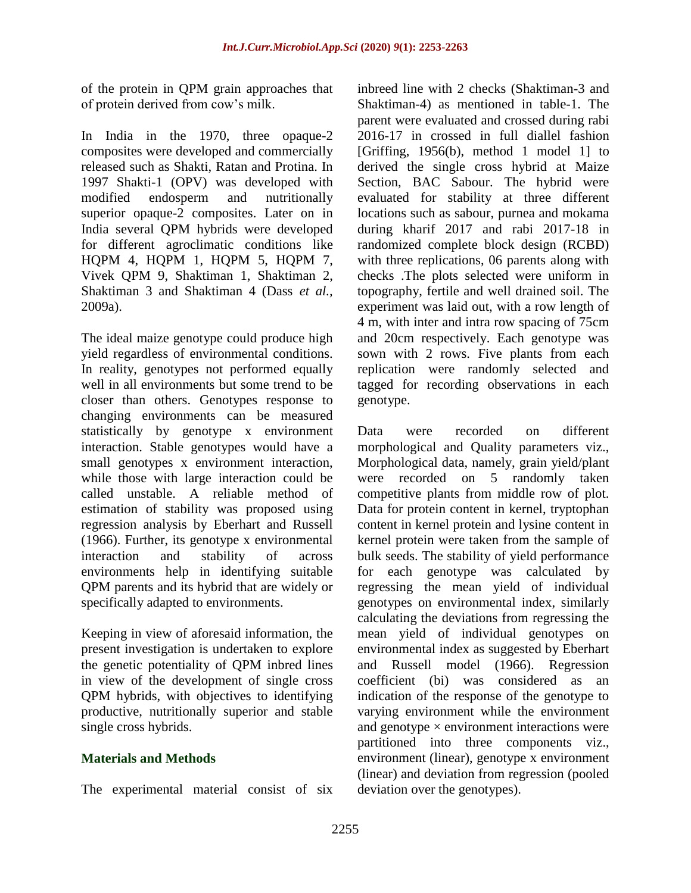of the protein in QPM grain approaches that of protein derived from cow's milk.

In India in the 1970, three opaque-2 composites were developed and commercially released such as Shakti, Ratan and Protina. In 1997 Shakti-1 (OPV) was developed with modified endosperm and nutritionally superior opaque-2 composites. Later on in India several QPM hybrids were developed for different agroclimatic conditions like HQPM 4, HQPM 1, HQPM 5, HQPM 7, Vivek QPM 9, Shaktiman 1, Shaktiman 2, Shaktiman 3 and Shaktiman 4 (Dass *et al.,* 2009a).

The ideal maize genotype could produce high yield regardless of environmental conditions. In reality, genotypes not performed equally well in all environments but some trend to be closer than others. Genotypes response to changing environments can be measured statistically by genotype x environment interaction. Stable genotypes would have a small genotypes x environment interaction, while those with large interaction could be called unstable. A reliable method of estimation of stability was proposed using regression analysis by Eberhart and Russell (1966). Further, its genotype x environmental interaction and stability of across environments help in identifying suitable QPM parents and its hybrid that are widely or specifically adapted to environments.

Keeping in view of aforesaid information, the present investigation is undertaken to explore the genetic potentiality of QPM inbred lines in view of the development of single cross QPM hybrids, with objectives to identifying productive, nutritionally superior and stable single cross hybrids.

## Materials and Methods

The experimental material consist of six inbreed line with 2 checks (Shaktiman-3 and Shaktiman-4) as mentioned in table-1. The parent were evaluated and crossed during rabi 2016-17 in crossed in full diallel fashion [Griffing, 1956(b), method 1 model 1] to derived the single cross hybrid at Maize Section, BAC Sabour. The hybrid were evaluated for stability at three different locations such as sabour, purnea and mokama during kharif 2017 and rabi 2017-18 in randomized complete block design (RCBD) with three replications, 06 parents along with checks .The plots selected were uniform in topography, fertile and well drained soil. The experiment was laid out, with a row length of 4 m, with inter and intra row spacing of 75cm and 20cm respectively. Each genotype was sown with 2 rows. Five plants from each replication were randomly selected and tagged for recording observations in each genotype.

Data were recorded on different morphological and Quality parameters viz., Morphological data, namely, grain yield/plant were recorded on 5 randomly taken competitive plants from middle row of plot. Data for protein content in kernel, tryptophan content in kernel protein and lysine content in kernel protein were taken from the sample of bulk seeds. The stability of yield performance for each genotype was calculated by regressing the mean yield of individual genotypes on environmental index, similarly calculating the deviations from regressing the mean yield of individual genotypes on environmental index as suggested by Eberhart and Russell model (1966). Regression coefficient (bi) was considered as an indication of the response of the genotype to varying environment while the environment and genotype × environment interactions were partitioned into three components viz., environment (linear), genotype x environment (linear) and deviation from regression (pooled deviation over the genotypes).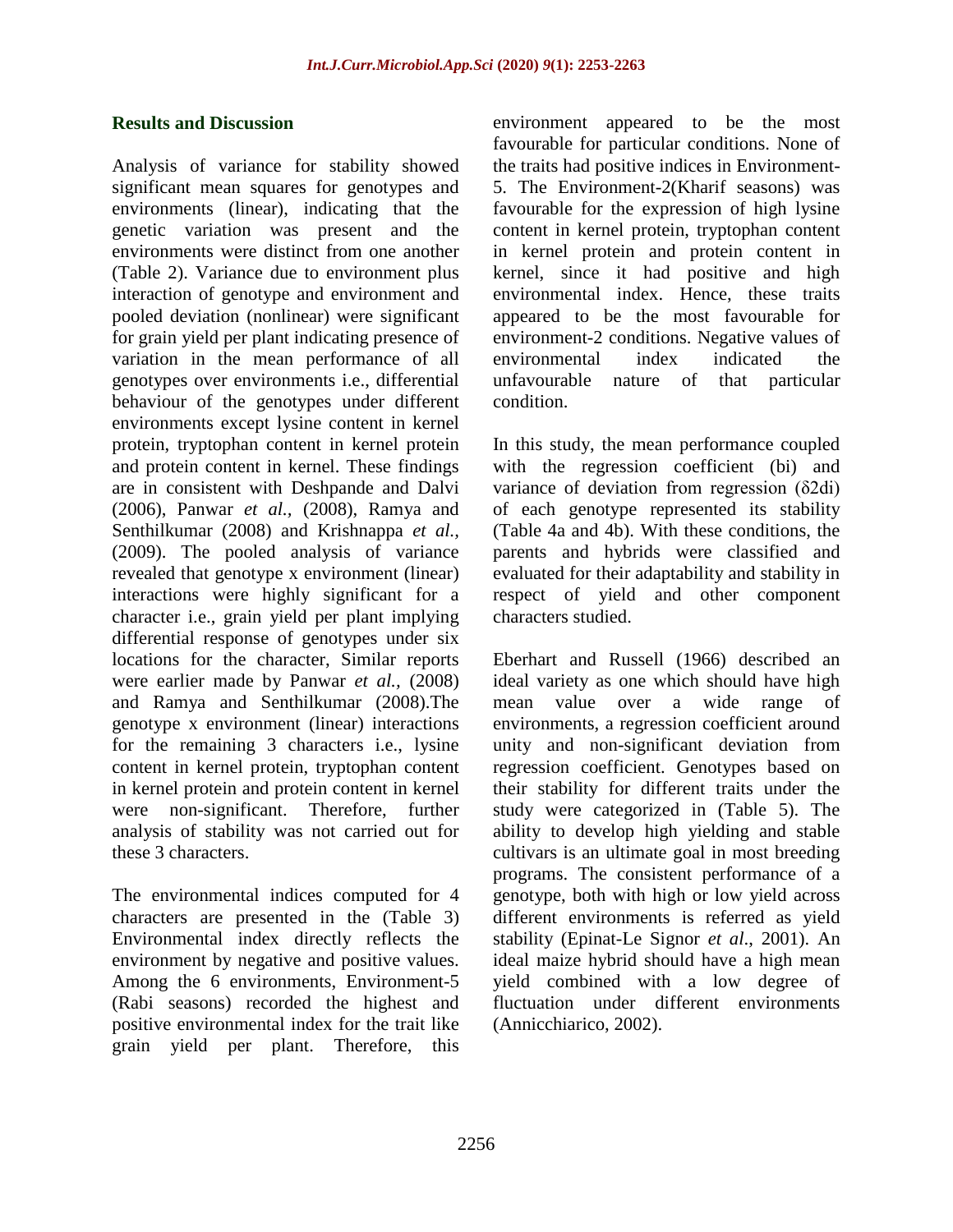## Results and Discussion

Analysis of variance for stability showed significant mean squares for genotypes and environments (linear), indicating that the genetic variation was present and the environments were distinct from one another (Table 2). Variance due to environment plus interaction of genotype and environment and pooled deviation (nonlinear) were significant for grain yield per plant indicating presence of variation in the mean performance of all genotypes over environments i.e., differential behaviour of the genotypes under different environments except lysine content in kernel protein, tryptophan content in kernel protein and protein content in kernel. These findings are in consistent with Deshpande and Dalvi (2006), Panwar *et al.,* (2008), Ramya and Senthilkumar (2008) and Krishnappa *et al.,* (2009). The pooled analysis of variance revealed that genotype x environment (linear) interactions were highly significant for a character i.e., grain yield per plant implying differential response of genotypes under six locations for the character, Similar reports were earlier made by Panwar *et al.,* (2008) and Ramya and Senthilkumar (2008).The genotype x environment (linear) interactions for the remaining 3 characters i.e., lysine content in kernel protein, tryptophan content in kernel protein and protein content in kernel were non-significant. Therefore, further analysis of stability was not carried out for these 3 characters.

The environmental indices computed for 4 characters are presented in the (Table 3) Environmental index directly reflects the environment by negative and positive values. Among the 6 environments, Environment-5 (Rabi seasons) recorded the highest and positive environmental index for the trait like grain yield per plant. Therefore, this environment appeared to be the most favourable for particular conditions. None of the traits had positive indices in Environment-5. The Environment-2(Kharif seasons) was favourable for the expression of high lysine content in kernel protein, tryptophan content in kernel protein and protein content in kernel, since it had positive and high environmental index. Hence, these traits appeared to be the most favourable for environment-2 conditions. Negative values of environmental index indicated the unfavourable nature of that particular condition.

In this study, the mean performance coupled with the regression coefficient (bi) and variance of deviation from regression (δ2di) of each genotype represented its stability (Table 4a and 4b). With these conditions, the parents and hybrids were classified and evaluated for their adaptability and stability in respect of yield and other component characters studied.

Eberhart and Russell (1966) described an ideal variety as one which should have high mean value over a wide range of environments, a regression coefficient around unity and non-significant deviation from regression coefficient. Genotypes based on their stability for different traits under the study were categorized in (Table 5). The ability to develop high yielding and stable cultivars is an ultimate goal in most breeding programs. The consistent performance of a genotype, both with high or low yield across different environments is referred as yield stability (Epinat-Le Signor *et al*., 2001). An ideal maize hybrid should have a high mean yield combined with a low degree of fluctuation under different environments (Annicchiarico, 2002).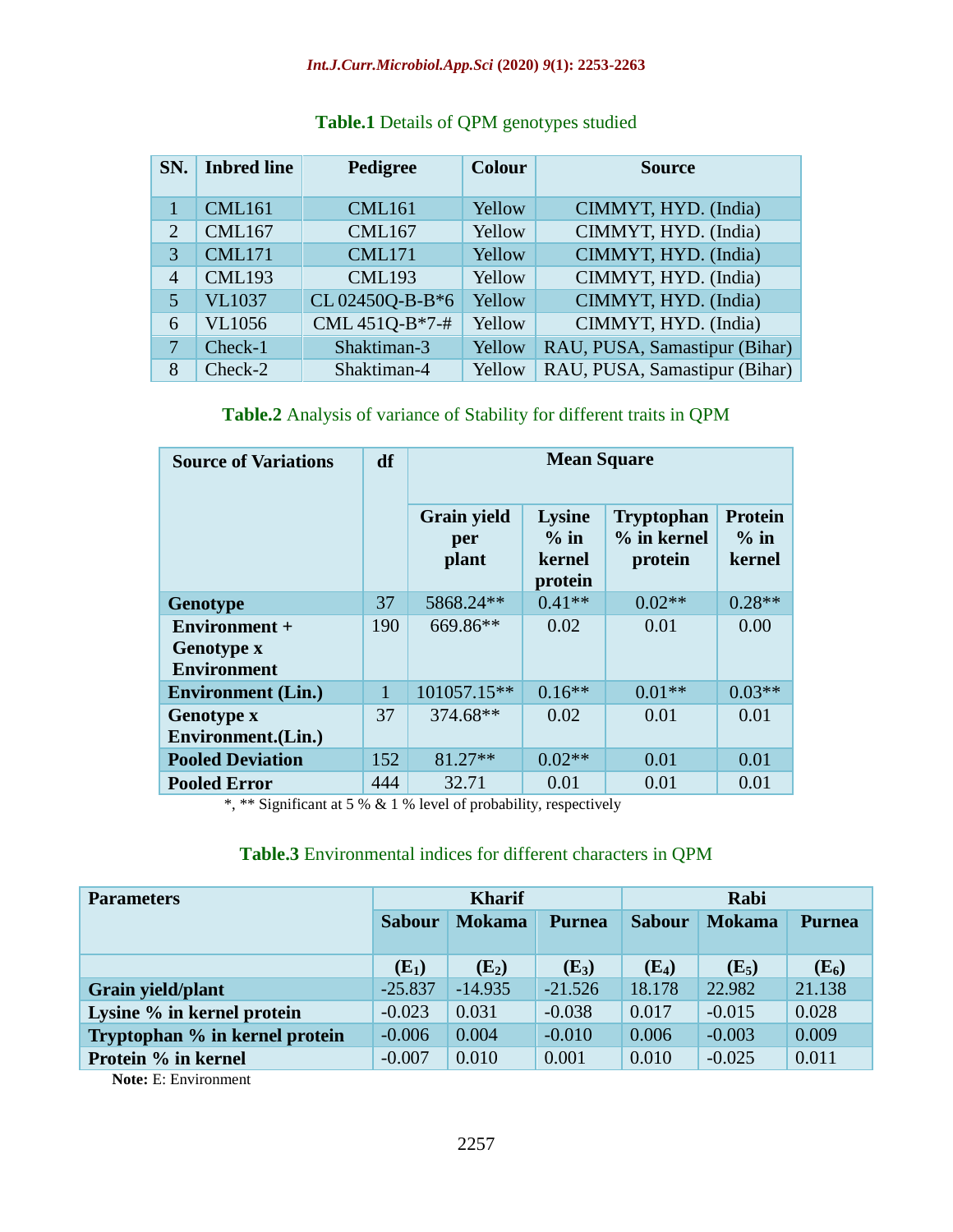**Table.1** Details of QPM genotypes studied

| SN. | Inbred line | Pedigree | Colour | Source |
|---|---|---|---|---|
| 1 | CML161 | CML161 | Yellow | CIMMYT, HYD. (India) |
| 2 | CML167 | CML167 | Yellow | CIMMYT, HYD. (India) |
| 3 | CML171 | CML171 | Yellow | CIMMYT, HYD. (India) |
| 4 | CML193 | CML193 | Yellow | CIMMYT, HYD. (India) |
| 5 | VL1037 | CL 02450Q-B-B*6 | Yellow | CIMMYT, HYD. (India) |
| 6 | VL1056 | CML 451Q-B*7-# | Yellow | CIMMYT, HYD. (India) |
| 7 | Check-1 | Shaktiman-3 | Yellow | RAU, PUSA, Samastipur (Bihar) |
| 8 | Check-2 | Shaktiman-4 | Yellow | RAU, PUSA, Samastipur (Bihar) |

**Table.2** Analysis of variance of Stability for different traits in QPM

| Source of Variations | df | Mean Square | | | |
|---|---|---|---|---|---|
| | | Grain yield per plant | Lysine % in kernel protein | Tryptophan % in kernel protein | Protein % in kernel |
| **Genotype** | 37 | 5868.24** | 0.41** | 0.02** | 0.28** |
| **Environment + Genotype x Environment** | 190 | 669.86** | 0.02 | 0.01 | 0.00 |
| **Environment (Lin.)** | 1 | 101057.15** | 0.16** | 0.01** | 0.03** |
| **Genotype x Environment.(Lin.)** | 37 | 374.68** | 0.02 | 0.01 | 0.01 |
| **Pooled Deviation** | 152 | 81.27** | 0.02** | 0.01 | 0.01 |
| **Pooled Error** | 444 | 32.71 | 0.01 | 0.01 | 0.01 |

*, ** Significant at 5 % & 1 % level of probability, respectively

**Table.3** Environmental indices for different characters in QPM

| Parameters | Kharif | | | Rabi | | |
|---|---|---|---|---|---|---|
| | Sabour | Mokama | Purnea | Sabour | Mokama | Purnea |
| | ($E_1$) | ($E_2$) | ($E_3$) | ($E_4$) | ($E_5$) | ($E_6$) |
| **Grain yield/plant** | -25.837 | -14.935 | -21.526 | 18.178 | 22.982 | 21.138 |
| **Lysine % in kernel protein** | -0.023 | 0.031 | -0.038 | 0.017 | -0.015 | 0.028 |
| **Tryptophan % in kernel protein** | -0.006 | 0.004 | -0.010 | 0.006 | -0.003 | 0.009 |
| **Protein % in kernel** | -0.007 | 0.010 | 0.001 | 0.010 | -0.025 | 0.011 |

**Note:** E: Environment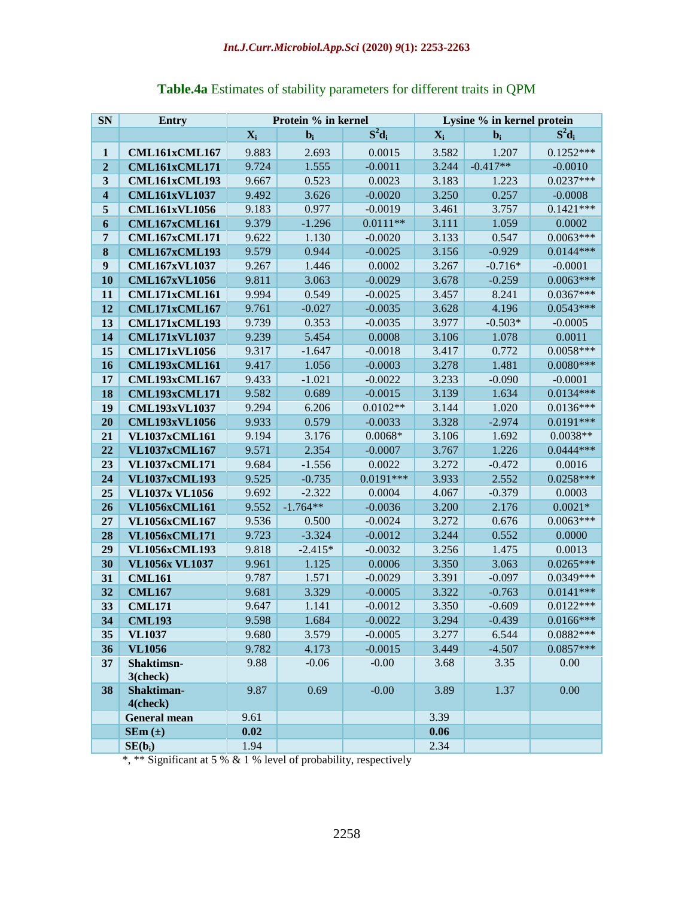**Table.4a** Estimates of stability parameters for different traits in QPM

| SN | Entry | Protein % in kernel | | | Lysine % in kernel protein | | |
|---|---|---|---|---|---|---|---|
| | | $X_i$ | $b_i$ | $S^2d_i$ | $X_i$ | $b_i$ | $S^2d_i$ |
| 1 | CML161xCML167 | 9.883 | 2.693 | 0.0015 | 3.582 | 1.207 | 0.1252*** |
| 2 | CML161xCML171 | 9.724 | 1.555 | -0.0011 | 3.244 | -0.417** | -0.0010 |
| 3 | CML161xCML193 | 9.667 | 0.523 | 0.0023 | 3.183 | 1.223 | 0.0237*** |
| 4 | CML161xVL1037 | 9.492 | 3.626 | -0.0020 | 3.250 | 0.257 | -0.0008 |
| 5 | CML161xVL1056 | 9.183 | 0.977 | -0.0019 | 3.461 | 3.757 | 0.1421*** |
| 6 | CML167xCML161 | 9.379 | -1.296 | 0.0111** | 3.111 | 1.059 | 0.0002 |
| 7 | CML167xCML171 | 9.622 | 1.130 | -0.0020 | 3.133 | 0.547 | 0.0063*** |
| 8 | CML167xCML193 | 9.579 | 0.944 | -0.0025 | 3.156 | -0.929 | 0.0144*** |
| 9 | CML167xVL1037 | 9.267 | 1.446 | 0.0002 | 3.267 | -0.716* | -0.0001 |
| 10 | CML167xVL1056 | 9.811 | 3.063 | -0.0029 | 3.678 | -0.259 | 0.0063*** |
| 11 | CML171xCML161 | 9.994 | 0.549 | -0.0025 | 3.457 | 8.241 | 0.0367*** |
| 12 | CML171xCML167 | 9.761 | -0.027 | -0.0035 | 3.628 | 4.196 | 0.0543*** |
| 13 | CML171xCML193 | 9.739 | 0.353 | -0.0035 | 3.977 | -0.503* | -0.0005 |
| 14 | CML171xVL1037 | 9.239 | 5.454 | 0.0008 | 3.106 | 1.078 | 0.0011 |
| 15 | CML171xVL1056 | 9.317 | -1.647 | -0.0018 | 3.417 | 0.772 | 0.0058*** |
| 16 | CML193xCML161 | 9.417 | 1.056 | -0.0003 | 3.278 | 1.481 | 0.0080*** |
| 17 | CML193xCML167 | 9.433 | -1.021 | -0.0022 | 3.233 | -0.090 | -0.0001 |
| 18 | CML193xCML171 | 9.582 | 0.689 | -0.0015 | 3.139 | 1.634 | 0.0134*** |
| 19 | CML193xVL1037 | 9.294 | 6.206 | 0.0102** | 3.144 | 1.020 | 0.0136*** |
| 20 | CML193xVL1056 | 9.933 | 0.579 | -0.0033 | 3.328 | -2.974 | 0.0191*** |
| 21 | VL1037xCML161 | 9.194 | 3.176 | 0.0068* | 3.106 | 1.692 | 0.0038** |
| 22 | VL1037xCML167 | 9.571 | 2.354 | -0.0007 | 3.767 | 1.226 | 0.0444*** |
| 23 | VL1037xCML171 | 9.684 | -1.556 | 0.0022 | 3.272 | -0.472 | 0.0016 |
| 24 | VL1037xCML193 | 9.525 | -0.735 | 0.0191*** | 3.933 | 2.552 | 0.0258*** |
| 25 | VL1037x VL1056 | 9.692 | -2.322 | 0.0004 | 4.067 | -0.379 | 0.0003 |
| 26 | VL1056xCML161 | 9.552 | -1.764** | -0.0036 | 3.200 | 2.176 | 0.0021* |
| 27 | VL1056xCML167 | 9.536 | 0.500 | -0.0024 | 3.272 | 0.676 | 0.0063*** |
| 28 | VL1056xCML171 | 9.723 | -3.324 | -0.0012 | 3.244 | 0.552 | 0.0000 |
| 29 | VL1056xCML193 | 9.818 | -2.415* | -0.0032 | 3.256 | 1.475 | 0.0013 |
| 30 | VL1056x VL1037 | 9.961 | 1.125 | 0.0006 | 3.350 | 3.063 | 0.0265*** |
| 31 | CML161 | 9.787 | 1.571 | -0.0029 | 3.391 | -0.097 | 0.0349*** |
| 32 | CML167 | 9.681 | 3.329 | -0.0005 | 3.322 | -0.763 | 0.0141*** |
| 33 | CML171 | 9.647 | 1.141 | -0.0012 | 3.350 | -0.609 | 0.0122*** |
| 34 | CML193 | 9.598 | 1.684 | -0.0022 | 3.294 | -0.439 | 0.0166*** |
| 35 | VL1037 | 9.680 | 3.579 | -0.0005 | 3.277 | 6.544 | 0.0882*** |
| 36 | VL1056 | 9.782 | 4.173 | -0.0015 | 3.449 | -4.507 | 0.0857*** |
| 37 | Shaktimsn-3(check) | 9.88 | -0.06 | -0.00 | 3.68 | 3.35 | 0.00 |
| 38 | Shaktiman-4(check) | 9.87 | 0.69 | -0.00 | 3.89 | 1.37 | 0.00 |
| | General mean | 9.61 | | | 3.39 | | |
| | SEm (±) | **0.02** | | | **0.06** | | |
| | SE($b_i$) | 1.94 | | | 2.34 | | |

*, ** Significant at 5 % & 1 % level of probability, respectively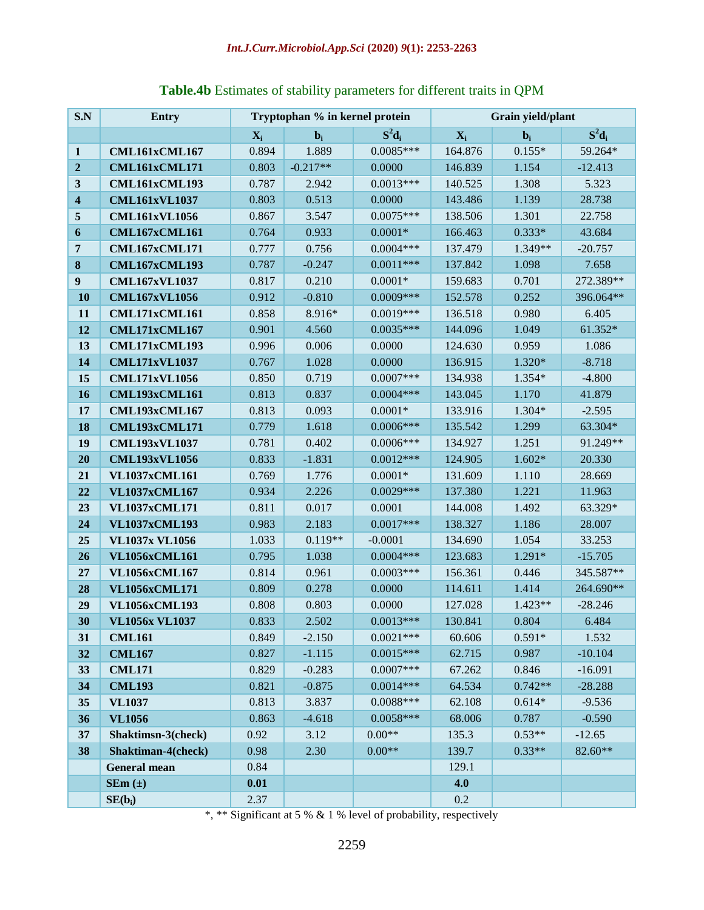**Table.4b** Estimates of stability parameters for different traits in QPM

| S.N | Entry | Tryptophan % in kernel protein | | | Grain yield/plant | | |
|---|---|---|---|---|---|---|---|
| | | $X_i$ | $b_i$ | $S^2d_i$ | $X_i$ | $b_i$ | $S^2d_i$ |
| **1** | **CML161xCML167** | 0.894 | 1.889 | 0.0085*** | 164.876 | 0.155* | 59.264* |
| **2** | **CML161xCML171** | 0.803 | -0.217** | 0.0000 | 146.839 | 1.154 | -12.413 |
| **3** | **CML161xCML193** | 0.787 | 2.942 | 0.0013*** | 140.525 | 1.308 | 5.323 |
| **4** | **CML161xVL1037** | 0.803 | 0.513 | 0.0000 | 143.486 | 1.139 | 28.738 |
| **5** | **CML161xVL1056** | 0.867 | 3.547 | 0.0075*** | 138.506 | 1.301 | 22.758 |
| **6** | **CML167xCML161** | 0.764 | 0.933 | 0.0001* | 166.463 | 0.333* | 43.684 |
| **7** | **CML167xCML171** | 0.777 | 0.756 | 0.0004*** | 137.479 | 1.349** | -20.757 |
| **8** | **CML167xCML193** | 0.787 | -0.247 | 0.0011*** | 137.842 | 1.098 | 7.658 |
| **9** | **CML167xVL1037** | 0.817 | 0.210 | 0.0001* | 159.683 | 0.701 | 272.389** |
| **10** | **CML167xVL1056** | 0.912 | -0.810 | 0.0009*** | 152.578 | 0.252 | 396.064** |
| **11** | **CML171xCML161** | 0.858 | 8.916* | 0.0019*** | 136.518 | 0.980 | 6.405 |
| **12** | **CML171xCML167** | 0.901 | 4.560 | 0.0035*** | 144.096 | 1.049 | 61.352* |
| **13** | **CML171xCML193** | 0.996 | 0.006 | 0.0000 | 124.630 | 0.959 | 1.086 |
| **14** | **CML171xVL1037** | 0.767 | 1.028 | 0.0000 | 136.915 | 1.320* | -8.718 |
| **15** | **CML171xVL1056** | 0.850 | 0.719 | 0.0007*** | 134.938 | 1.354* | -4.800 |
| **16** | **CML193xCML161** | 0.813 | 0.837 | 0.0004*** | 143.045 | 1.170 | 41.879 |
| **17** | **CML193xCML167** | 0.813 | 0.093 | 0.0001* | 133.916 | 1.304* | -2.595 |
| **18** | **CML193xCML171** | 0.779 | 1.618 | 0.0006*** | 135.542 | 1.299 | 63.304* |
| **19** | **CML193xVL1037** | 0.781 | 0.402 | 0.0006*** | 134.927 | 1.251 | 91.249** |
| **20** | **CML193xVL1056** | 0.833 | -1.831 | 0.0012*** | 124.905 | 1.602* | 20.330 |
| **21** | **VL1037xCML161** | 0.769 | 1.776 | 0.0001* | 131.609 | 1.110 | 28.669 |
| **22** | **VL1037xCML167** | 0.934 | 2.226 | 0.0029*** | 137.380 | 1.221 | 11.963 |
| **23** | **VL1037xCML171** | 0.811 | 0.017 | 0.0001 | 144.008 | 1.492 | 63.329* |
| **24** | **VL1037xCML193** | 0.983 | 2.183 | 0.0017*** | 138.327 | 1.186 | 28.007 |
| **25** | **VL1037x VL1056** | 1.033 | 0.119** | -0.0001 | 134.690 | 1.054 | 33.253 |
| **26** | **VL1056xCML161** | 0.795 | 1.038 | 0.0004*** | 123.683 | 1.291* | -15.705 |
| **27** | **VL1056xCML167** | 0.814 | 0.961 | 0.0003*** | 156.361 | 0.446 | 345.587** |
| **28** | **VL1056xCML171** | 0.809 | 0.278 | 0.0000 | 114.611 | 1.414 | 264.690** |
| **29** | **VL1056xCML193** | 0.808 | 0.803 | 0.0000 | 127.028 | 1.423** | -28.246 |
| **30** | **VL1056x VL1037** | 0.833 | 2.502 | 0.0013*** | 130.841 | 0.804 | 6.484 |
| **31** | **CML161** | 0.849 | -2.150 | 0.0021*** | 60.606 | 0.591* | 1.532 |
| **32** | **CML167** | 0.827 | -1.115 | 0.0015*** | 62.715 | 0.987 | -10.104 |
| **33** | **CML171** | 0.829 | -0.283 | 0.0007*** | 67.262 | 0.846 | -16.091 |
| **34** | **CML193** | 0.821 | -0.875 | 0.0014*** | 64.534 | 0.742** | -28.288 |
| **35** | **VL1037** | 0.813 | 3.837 | 0.0088*** | 62.108 | 0.614* | -9.536 |
| **36** | **VL1056** | 0.863 | -4.618 | 0.0058*** | 68.006 | 0.787 | -0.590 |
| **37** | **Shaktimsn-3(check)** | 0.92 | 3.12 | 0.00** | 135.3 | 0.53** | -12.65 |
| **38** | **Shaktiman-4(check)** | 0.98 | 2.30 | 0.00** | 139.7 | 0.33** | 82.60** |
| | **General mean** | 0.84 | | | 129.1 | | |
| | **SEm (±)** | **0.01** | | | **4.0** | | |
| | **SE($b_i$)** | 2.37 | | | 0.2 | | |

*, ** Significant at 5 % & 1 % level of probability, respectively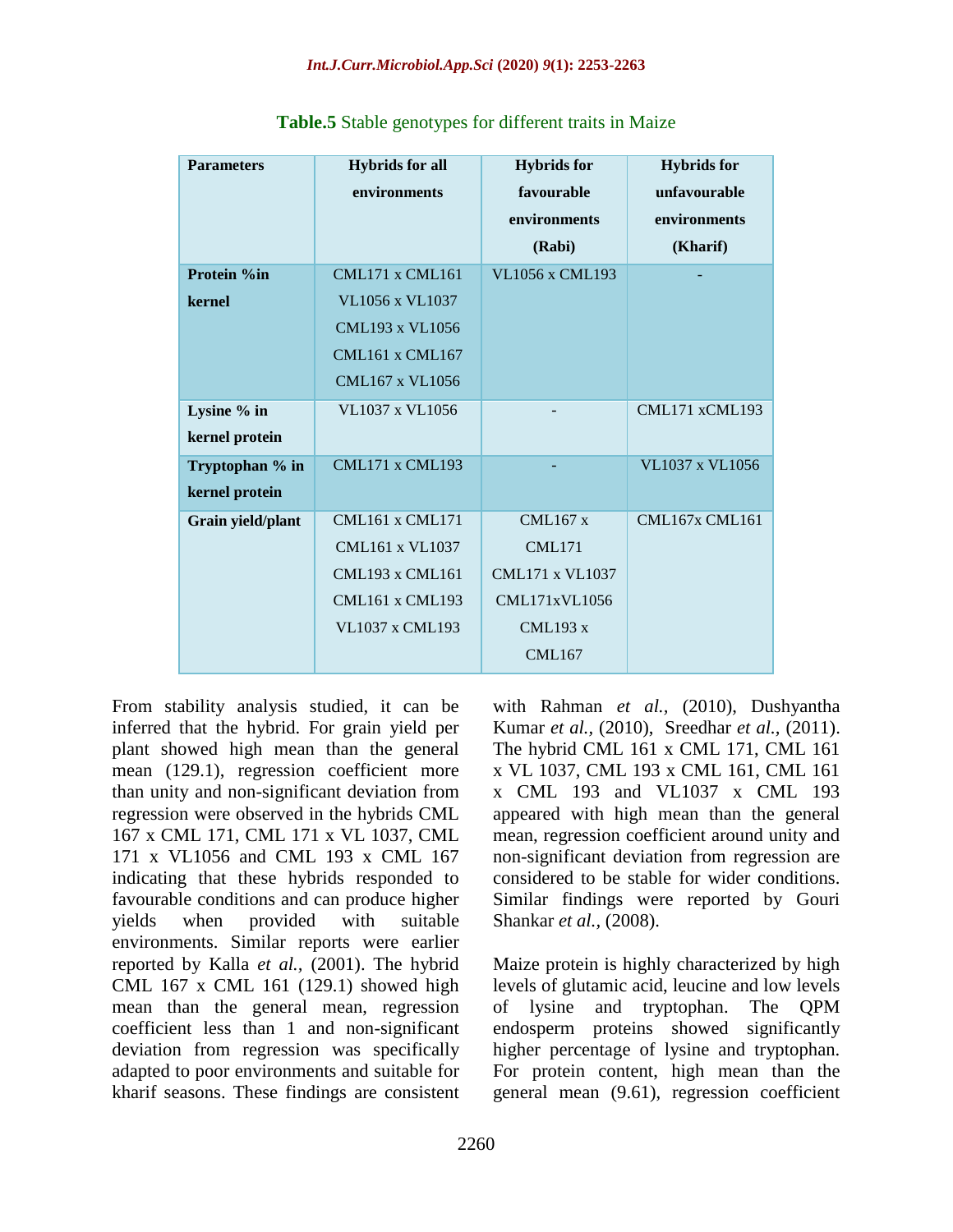**Table.5** Stable genotypes for different traits in Maize

| Parameters | Hybrids for all environments | Hybrids for favourable environments (Rabi) | Hybrids for unfavourable environments (Kharif) |
|---|---|---|---|
| **Protein %in kernel** | CML171 x CML161<br>VL1056 x VL1037<br>CML193 x VL1056<br>CML161 x CML167<br>CML167 x VL1056 | VL1056 x CML193 | - |
| **Lysine % in kernel protein** | VL1037 x VL1056 | - | CML171 xCML193 |
| **Tryptophan % in kernel protein** | CML171 x CML193 | - | VL1037 x VL1056 |
| **Grain yield/plant** | CML161 x CML171<br>CML161 x VL1037<br>CML193 x CML161<br>CML161 x CML193<br>VL1037 x CML193 | CML167 x CML171<br>CML171 x VL1037<br>CML171xVL1056<br>CML193 x CML167 | CML167x CML161 |

From stability analysis studied, it can be inferred that the hybrid. For grain yield per plant showed high mean than the general mean (129.1), regression coefficient more than unity and non-significant deviation from regression were observed in the hybrids CML 167 x CML 171, CML 171 x VL 1037, CML 171 x VL1056 and CML 193 x CML 167 indicating that these hybrids responded to favourable conditions and can produce higher yields when provided with suitable environments. Similar reports were earlier reported by Kalla *et al.,* (2001). The hybrid CML 167 x CML 161 (129.1) showed high mean than the general mean, regression coefficient less than 1 and non-significant deviation from regression was specifically adapted to poor environments and suitable for kharif seasons. These findings are consistent with Rahman *et al.,* (2010), Dushyantha Kumar *et al.,* (2010), Sreedhar *et al.,* (2011). The hybrid CML 161 x CML 171, CML 161 x VL 1037, CML 193 x CML 161, CML 161 x CML 193 and VL1037 x CML 193 appeared with high mean than the general mean, regression coefficient around unity and non-significant deviation from regression are considered to be stable for wider conditions. Similar findings were reported by Gouri Shankar *et al.,* (2008).

Maize protein is highly characterized by high levels of glutamic acid, leucine and low levels of lysine and tryptophan. The QPM endosperm proteins showed significantly higher percentage of lysine and tryptophan. For protein content, high mean than the general mean (9.61), regression coefficient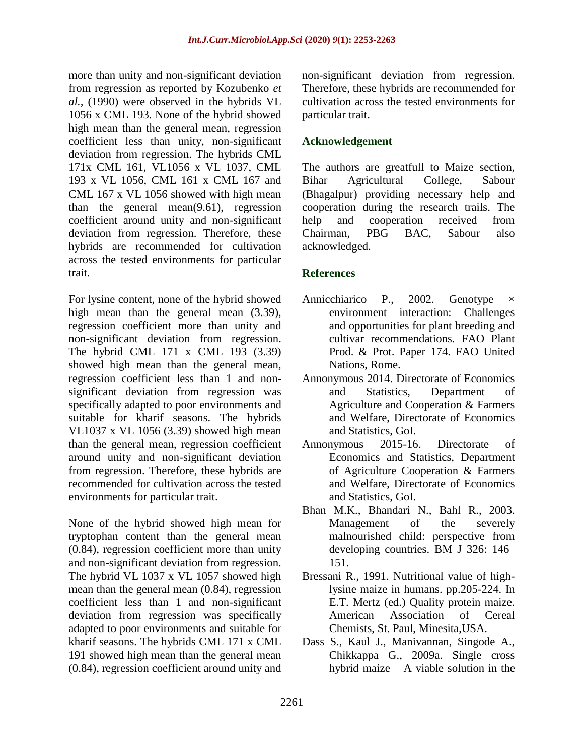more than unity and non-significant deviation from regression as reported by Kozubenko *et al.,* (1990) were observed in the hybrids VL 1056 x CML 193. None of the hybrid showed high mean than the general mean, regression coefficient less than unity, non-significant deviation from regression. The hybrids CML 171x CML 161, VL1056 x VL 1037, CML 193 x VL 1056, CML 161 x CML 167 and CML 167 x VL 1056 showed with high mean than the general mean(9.61), regression coefficient around unity and non-significant deviation from regression. Therefore, these hybrids are recommended for cultivation across the tested environments for particular trait.

For lysine content, none of the hybrid showed high mean than the general mean (3.39), regression coefficient more than unity and non-significant deviation from regression. The hybrid CML 171 x CML 193 (3.39) showed high mean than the general mean, regression coefficient less than 1 and non-significant deviation from regression was specifically adapted to poor environments and suitable for kharif seasons. The hybrids VL1037 x VL 1056 (3.39) showed high mean than the general mean, regression coefficient around unity and non-significant deviation from regression. Therefore, these hybrids are recommended for cultivation across the tested environments for particular trait.

None of the hybrid showed high mean for tryptophan content than the general mean (0.84), regression coefficient more than unity and non-significant deviation from regression. The hybrid VL 1037 x VL 1057 showed high mean than the general mean (0.84), regression coefficient less than 1 and non-significant deviation from regression was specifically adapted to poor environments and suitable for kharif seasons. The hybrids CML 171 x CML 191 showed high mean than the general mean (0.84), regression coefficient around unity and non-significant deviation from regression. Therefore, these hybrids are recommended for cultivation across the tested environments for particular trait.

## Acknowledgement

The authors are greatfull to Maize section, Bihar Agricultural College, Sabour (Bhagalpur) providing necessary help and cooperation during the research trails. The help and cooperation received from Chairman, PBG BAC, Sabour also acknowledged.

## References

- Annicchiarico P., 2002. Genotype × environment interaction: Challenges and opportunities for plant breeding and cultivar recommendations. FAO Plant Prod. & Prot. Paper 174. FAO United Nations, Rome.
- Annonymous 2014. Directorate of Economics and Statistics, Department of Agriculture and Cooperation & Farmers and Welfare, Directorate of Economics and Statistics, GoI.
- Annonymous 2015-16. Directorate of Economics and Statistics, Department of Agriculture Cooperation & Farmers and Welfare, Directorate of Economics and Statistics, GoI.
- Bhan M.K., Bhandari N., Bahl R., 2003. Management of the severely malnourished child: perspective from developing countries. BM J 326: 146–151.
- Bressani R., 1991. Nutritional value of high-lysine maize in humans. pp.205-224. In E.T. Mertz (ed.) Quality protein maize. American Association of Cereal Chemists, St. Paul, Minesita,USA.
- Dass S., Kaul J., Manivannan, Singode A., Chikkappa G., 2009a. Single cross hybrid maize – A viable solution in the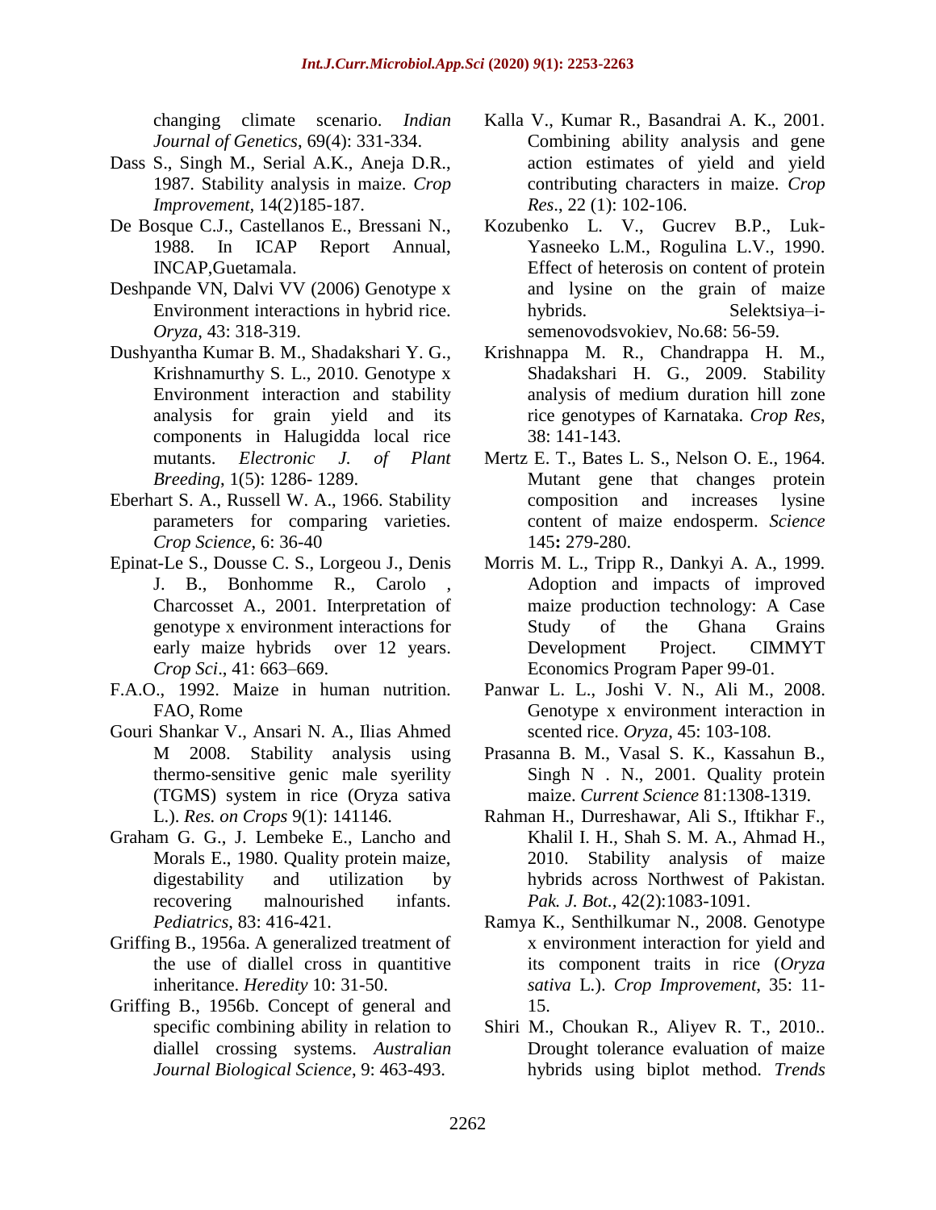changing climate scenario. *Indian Journal of Genetics*, 69(4): 331-334.

Dass S., Singh M., Serial A.K., Aneja D.R., 1987. Stability analysis in maize. *Crop Improvement*, 14(2)185-187.

De Bosque C.J., Castellanos E., Bressani N., 1988. In ICAP Report Annual, INCAP,Guetamala.

Deshpande VN, Dalvi VV (2006) Genotype x Environment interactions in hybrid rice. *Oryza*, 43: 318-319.

Dushyantha Kumar B. M., Shadakshari Y. G., Krishnamurthy S. L., 2010. Genotype x Environment interaction and stability analysis for grain yield and its components in Halugidda local rice mutants. *Electronic J. of Plant Breeding*, 1(5): 1286- 1289.

Eberhart S. A., Russell W. A., 1966. Stability parameters for comparing varieties. *Crop Science*, 6: 36-40

Epinat-Le S., Dousse C. S., Lorgeou J., Denis J. B., Bonhomme R., Carolo , Charcosset A., 2001. Interpretation of genotype x environment interactions for early maize hybrids over 12 years. *Crop Sci*., 41: 663–669.

F.A.O., 1992. Maize in human nutrition. FAO, Rome

Gouri Shankar V., Ansari N. A., Ilias Ahmed M 2008. Stability analysis using thermo-sensitive genic male syerility (TGMS) system in rice (Oryza sativa L.). *Res. on Crops* 9(1): 141146.

Graham G. G., J. Lembeke E., Lancho and Morals E., 1980. Quality protein maize, digestability and utilization by recovering malnourished infants. *Pediatrics*, 83: 416-421.

Griffing B., 1956a. A generalized treatment of the use of diallel cross in quantitive inheritance. *Heredity* 10: 31-50.

Griffing B., 1956b. Concept of general and specific combining ability in relation to diallel crossing systems. *Australian Journal Biological Science*, 9: 463-493.

Kalla V., Kumar R., Basandrai A. K., 2001. Combining ability analysis and gene action estimates of yield and yield contributing characters in maize. *Crop Res*., 22 (1): 102-106.

Kozubenko L. V., Gucrev B.P., Luk-Yasneeko L.M., Rogulina L.V., 1990. Effect of heterosis on content of protein and lysine on the grain of maize hybrids. Selektsiya–i-semenovodsvokiev, No.68: 56-59.

Krishnappa M. R., Chandrappa H. M., Shadakshari H. G., 2009. Stability analysis of medium duration hill zone rice genotypes of Karnataka. *Crop Res*, 38: 141-143.

Mertz E. T., Bates L. S., Nelson O. E., 1964. Mutant gene that changes protein composition and increases lysine content of maize endosperm. *Science* 145**:** 279-280.

Morris M. L., Tripp R., Dankyi A. A., 1999. Adoption and impacts of improved maize production technology: A Case Study of the Ghana Grains Development Project. CIMMYT Economics Program Paper 99-01.

Panwar L. L., Joshi V. N., Ali M., 2008. Genotype x environment interaction in scented rice. *Oryza,* 45: 103-108.

Prasanna B. M., Vasal S. K., Kassahun B., Singh N . N., 2001. Quality protein maize. *Current Science* 81:1308-1319.

Rahman H., Durreshawar, Ali S., Iftikhar F., Khalil I. H., Shah S. M. A., Ahmad H., 2010. Stability analysis of maize hybrids across Northwest of Pakistan. *Pak. J. Bot.*, 42(2):1083-1091.

Ramya K., Senthilkumar N., 2008. Genotype x environment interaction for yield and its component traits in rice (*Oryza sativa* L.). *Crop Improvement*, 35: 11-15.

Shiri M., Choukan R., Aliyev R. T., 2010.. Drought tolerance evaluation of maize hybrids using biplot method. *Trends*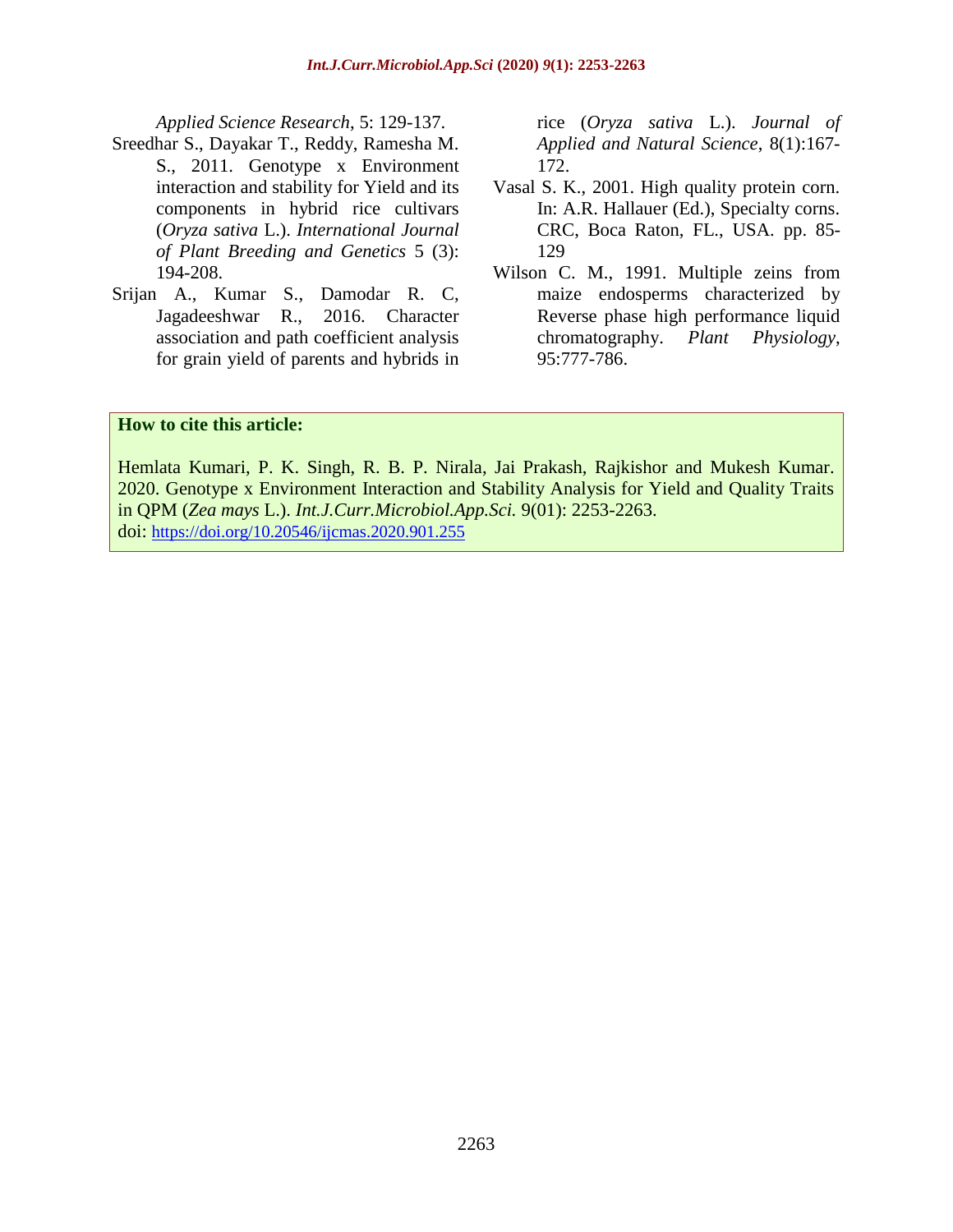*Applied Science Research*, 5: 129-137.

Sreedhar S., Dayakar T., Reddy, Ramesha M. S., 2011. Genotype x Environment interaction and stability for Yield and its components in hybrid rice cultivars (*Oryza sativa* L.). *International Journal of Plant Breeding and Genetics* 5 (3): 194-208.

Srijan A., Kumar S., Damodar R. C, Jagadeeshwar R., 2016. Character association and path coefficient analysis for grain yield of parents and hybrids in rice (*Oryza sativa* L.). *Journal of Applied and Natural Science*, 8(1):167-172.

Vasal S. K., 2001. High quality protein corn. In: A.R. Hallauer (Ed.), Specialty corns. CRC, Boca Raton, FL., USA. pp. 85-129

Wilson C. M., 1991. Multiple zeins from maize endosperms characterized by Reverse phase high performance liquid chromatography. *Plant Physiology*, 95:777-786.

**How to cite this article:**

Hemlata Kumari, P. K. Singh, R. B. P. Nirala, Jai Prakash, Rajkishor and Mukesh Kumar. 2020. Genotype x Environment Interaction and Stability Analysis for Yield and Quality Traits in QPM (*Zea mays* L.). *Int.J.Curr.Microbiol.App.Sci.* 9(01): 2253-2263.
doi: https://doi.org/10.20546/ijcmas.2020.901.255